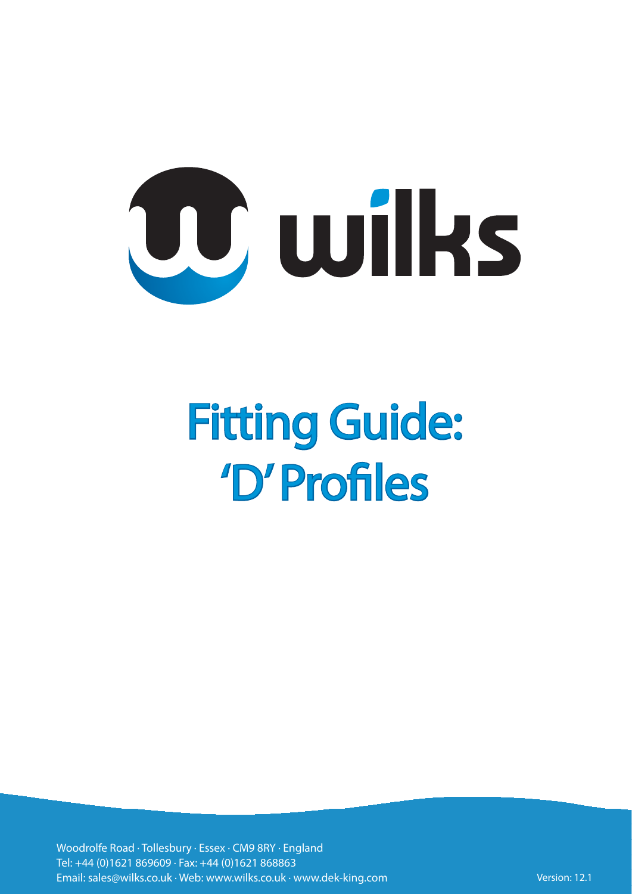wilks

# Fitting Guide: 'D' Profiles

Woodrolfe Road · Tollesbury · Essex · CM9 8RY · England
Tel: +44 (0)1621 869609 · Fax: +44 (0)1621 868863
Email: sales@wilks.co.uk · Web: www.wilks.co.uk · www.dek-king.com

Version: 12.1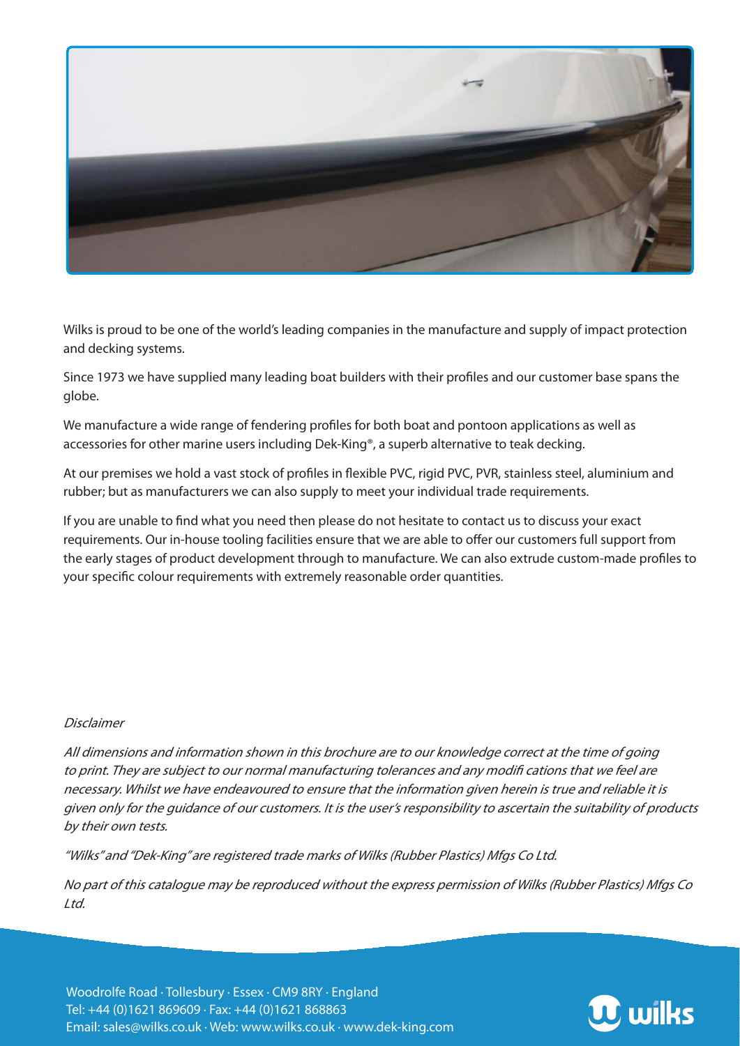Wilks is proud to be one of the world's leading companies in the manufacture and supply of impact protection and decking systems.

Since 1973 we have supplied many leading boat builders with their profiles and our customer base spans the globe.

We manufacture a wide range of fendering profiles for both boat and pontoon applications as well as accessories for other marine users including Dek-King®, a superb alternative to teak decking.

At our premises we hold a vast stock of profiles in flexible PVC, rigid PVC, PVR, stainless steel, aluminium and rubber; but as manufacturers we can also supply to meet your individual trade requirements.

If you are unable to find what you need then please do not hesitate to contact us to discuss your exact requirements. Our in-house tooling facilities ensure that we are able to offer our customers full support from the early stages of product development through to manufacture. We can also extrude custom-made profiles to your specific colour requirements with extremely reasonable order quantities.

*Disclaimer*

*All dimensions and information shown in this brochure are to our knowledge correct at the time of going to print. They are subject to our normal manufacturing tolerances and any modifi cations that we feel are necessary. Whilst we have endeavoured to ensure that the information given herein is true and reliable it is given only for the guidance of our customers. It is the user's responsibility to ascertain the suitability of products by their own tests.*

*"Wilks" and "Dek-King" are registered trade marks of Wilks (Rubber Plastics) Mfgs Co Ltd.*

*No part of this catalogue may be reproduced without the express permission of Wilks (Rubber Plastics) Mfgs Co Ltd.*

Woodrolfe Road · Tollesbury · Essex · CM9 8RY · England
Tel: +44 (0)1621 869609 · Fax: +44 (0)1621 868863
Email: sales@wilks.co.uk · Web: www.wilks.co.uk · www.dek-king.com

wilks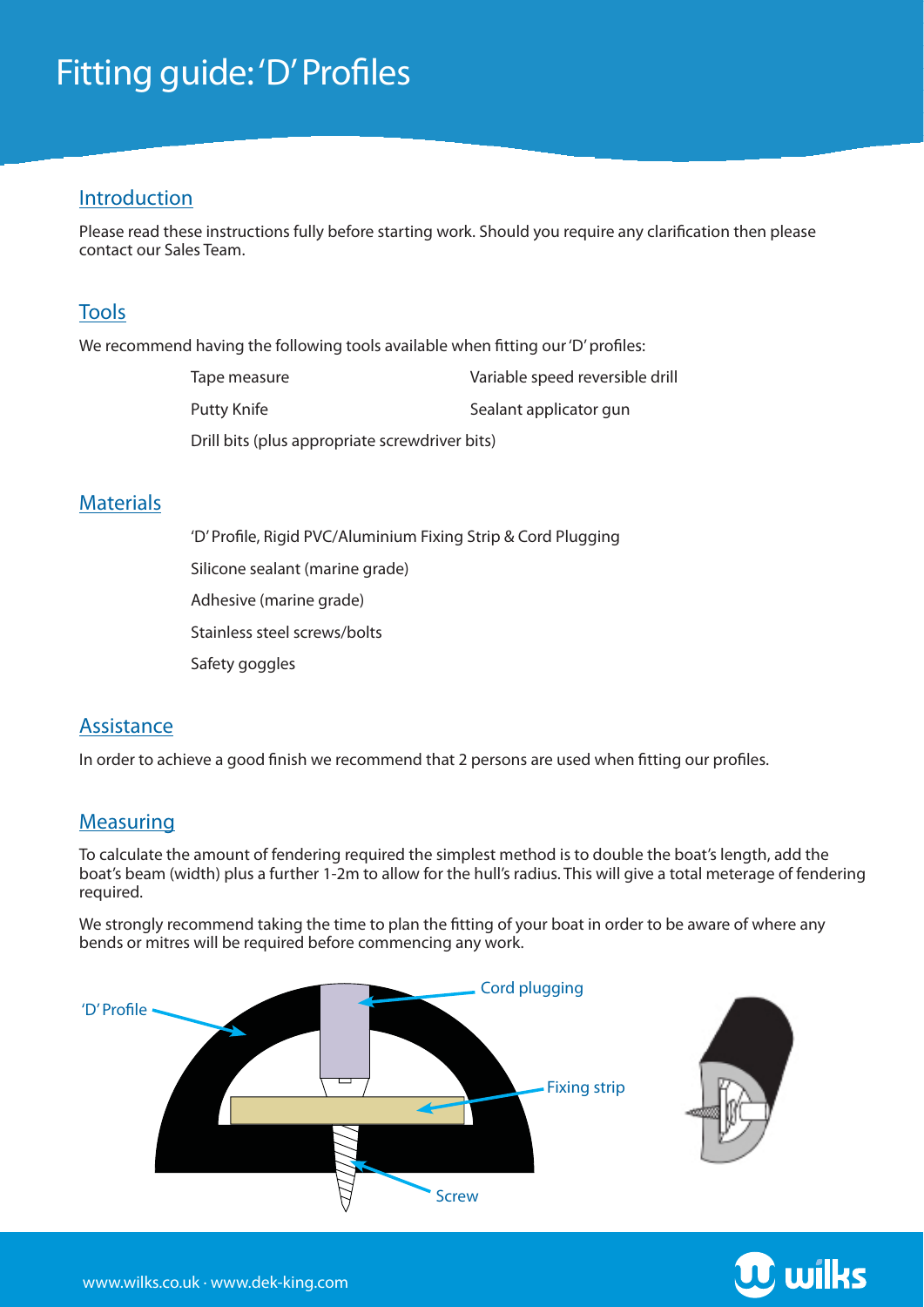# Fitting guide: 'D' Profiles

## Introduction

Please read these instructions fully before starting work. Should you require any clarification then please contact our Sales Team.

## Tools

We recommend having the following tools available when fitting our 'D' profiles:

- Tape measure
- Variable speed reversible drill
- Putty Knife
- Sealant applicator gun
- Drill bits (plus appropriate screwdriver bits)

## Materials

- 'D' Profile, Rigid PVC/Aluminium Fixing Strip & Cord Plugging
- Silicone sealant (marine grade)
- Adhesive (marine grade)
- Stainless steel screws/bolts
- Safety goggles

## Assistance

In order to achieve a good finish we recommend that 2 persons are used when fitting our profiles.

## Measuring

To calculate the amount of fendering required the simplest method is to double the boat's length, add the boat's beam (width) plus a further 1-2m to allow for the hull's radius. This will give a total meterage of fendering required.

We strongly recommend taking the time to plan the fitting of your boat in order to be aware of where any bends or mitres will be required before commencing any work.

'D' Profile
Cord plugging
Fixing strip
Screw

www.wilks.co.uk · www.dek-king.com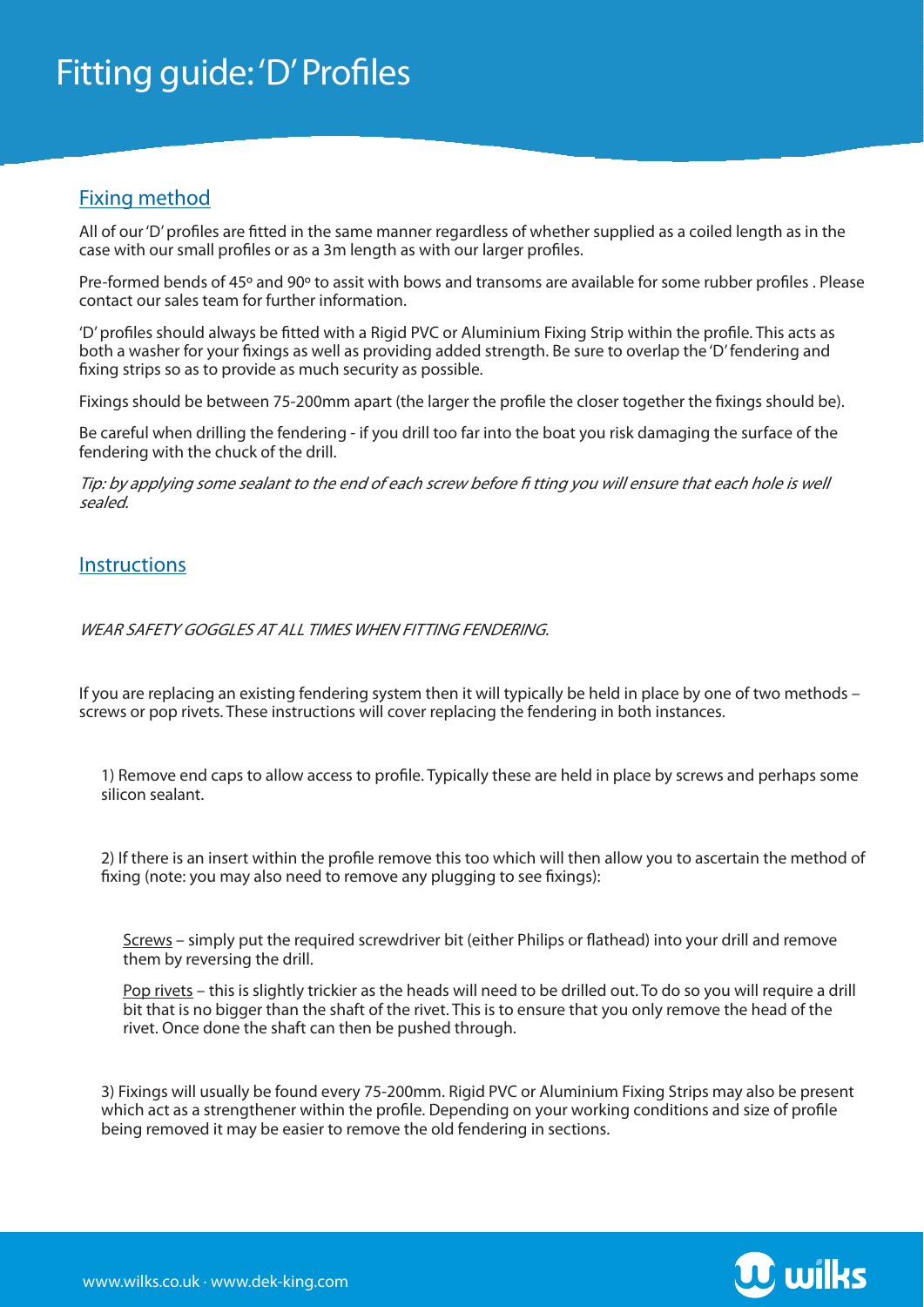# Fitting guide: 'D' Profiles

## Fixing method

All of our 'D' profiles are fitted in the same manner regardless of whether supplied as a coiled length as in the case with our small profiles or as a 3m length as with our larger profiles.

Pre-formed bends of 45º and 90º to assit with bows and transoms are available for some rubber profiles . Please contact our sales team for further information.

'D' profiles should always be fitted with a Rigid PVC or Aluminium Fixing Strip within the profile. This acts as both a washer for your fixings as well as providing added strength. Be sure to overlap the 'D' fendering and fixing strips so as to provide as much security as possible.

Fixings should be between 75-200mm apart (the larger the profile the closer together the fixings should be).

Be careful when drilling the fendering - if you drill too far into the boat you risk damaging the surface of the fendering with the chuck of the drill.

*Tip: by applying some sealant to the end of each screw before fi tting you will ensure that each hole is well sealed.*

## Instructions

*WEAR SAFETY GOGGLES AT ALL TIMES WHEN FITTING FENDERING.*

If you are replacing an existing fendering system then it will typically be held in place by one of two methods – screws or pop rivets. These instructions will cover replacing the fendering in both instances.

1) Remove end caps to allow access to profile. Typically these are held in place by screws and perhaps some silicon sealant.

2) If there is an insert within the profile remove this too which will then allow you to ascertain the method of fixing (note: you may also need to remove any plugging to see fixings):

Screws – simply put the required screwdriver bit (either Philips or flathead) into your drill and remove them by reversing the drill.

Pop rivets – this is slightly trickier as the heads will need to be drilled out. To do so you will require a drill bit that is no bigger than the shaft of the rivet. This is to ensure that you only remove the head of the rivet. Once done the shaft can then be pushed through.

3) Fixings will usually be found every 75-200mm. Rigid PVC or Aluminium Fixing Strips may also be present which act as a strengthener within the profile. Depending on your working conditions and size of profile being removed it may be easier to remove the old fendering in sections.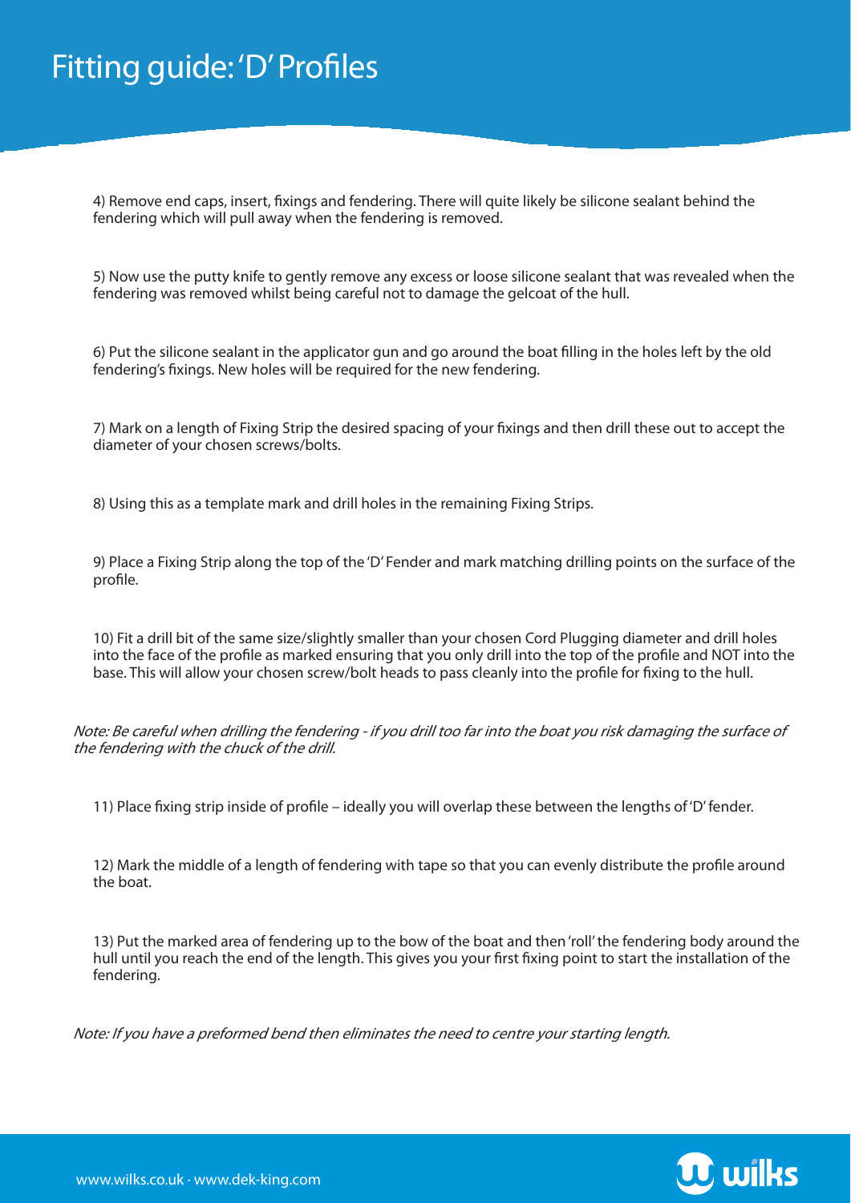# Fitting guide: 'D' Profiles

4) Remove end caps, insert, fixings and fendering. There will quite likely be silicone sealant behind the fendering which will pull away when the fendering is removed.

5) Now use the putty knife to gently remove any excess or loose silicone sealant that was revealed when the fendering was removed whilst being careful not to damage the gelcoat of the hull.

6) Put the silicone sealant in the applicator gun and go around the boat filling in the holes left by the old fendering's fixings. New holes will be required for the new fendering.

7) Mark on a length of Fixing Strip the desired spacing of your fixings and then drill these out to accept the diameter of your chosen screws/bolts.

8) Using this as a template mark and drill holes in the remaining Fixing Strips.

9) Place a Fixing Strip along the top of the 'D' Fender and mark matching drilling points on the surface of the profile.

10) Fit a drill bit of the same size/slightly smaller than your chosen Cord Plugging diameter and drill holes into the face of the profile as marked ensuring that you only drill into the top of the profile and NOT into the base. This will allow your chosen screw/bolt heads to pass cleanly into the profile for fixing to the hull.

*Note: Be careful when drilling the fendering - if you drill too far into the boat you risk damaging the surface of the fendering with the chuck of the drill.*

11) Place fixing strip inside of profile – ideally you will overlap these between the lengths of 'D' fender.

12) Mark the middle of a length of fendering with tape so that you can evenly distribute the profile around the boat.

13) Put the marked area of fendering up to the bow of the boat and then 'roll' the fendering body around the hull until you reach the end of the length. This gives you your first fixing point to start the installation of the fendering.

*Note: If you have a preformed bend then eliminates the need to centre your starting length.*

www.wilks.co.uk · www.dek-king.com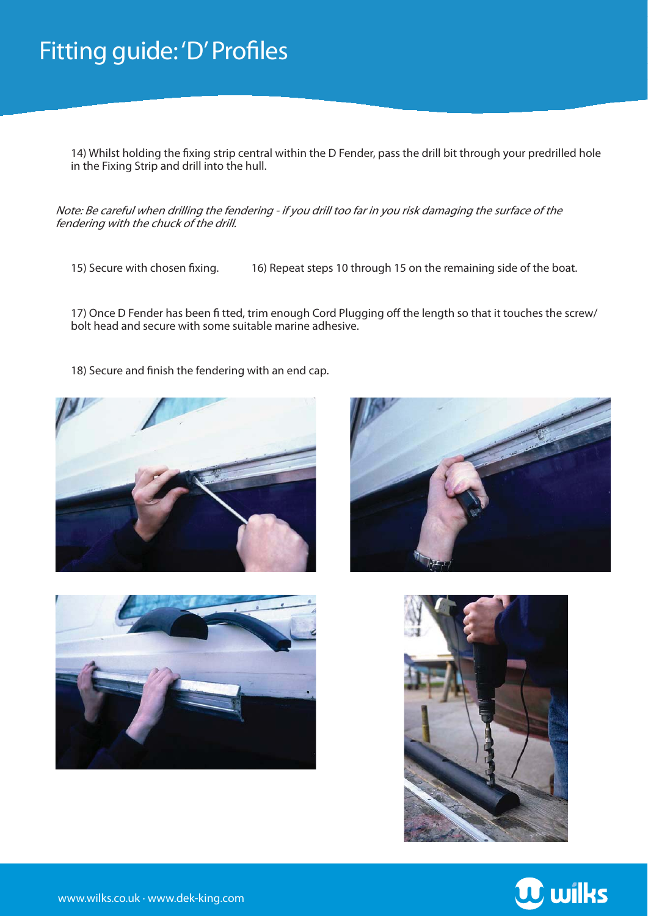# Fitting guide: 'D' Profiles

14) Whilst holding the fixing strip central within the D Fender, pass the drill bit through your predrilled hole in the Fixing Strip and drill into the hull.

*Note: Be careful when drilling the fendering - if you drill too far in you risk damaging the surface of the fendering with the chuck of the drill.*

15) Secure with chosen fixing.

16) Repeat steps 10 through 15 on the remaining side of the boat.

17) Once D Fender has been fi tted, trim enough Cord Plugging off the length so that it touches the screw/ bolt head and secure with some suitable marine adhesive.

18) Secure and finish the fendering with an end cap.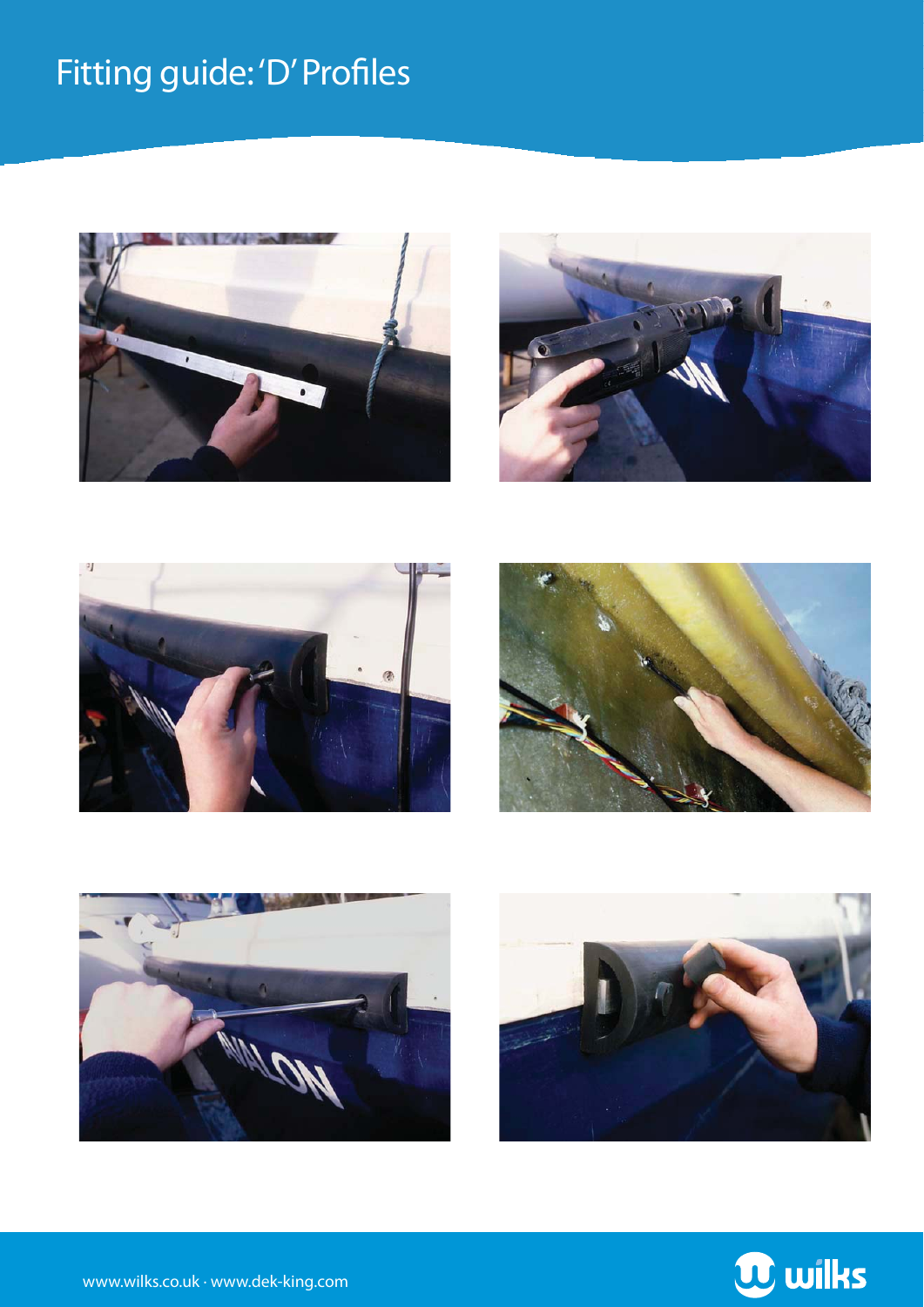# Fitting guide: 'D' Profiles

www.wilks.co.uk · www.dek-king.com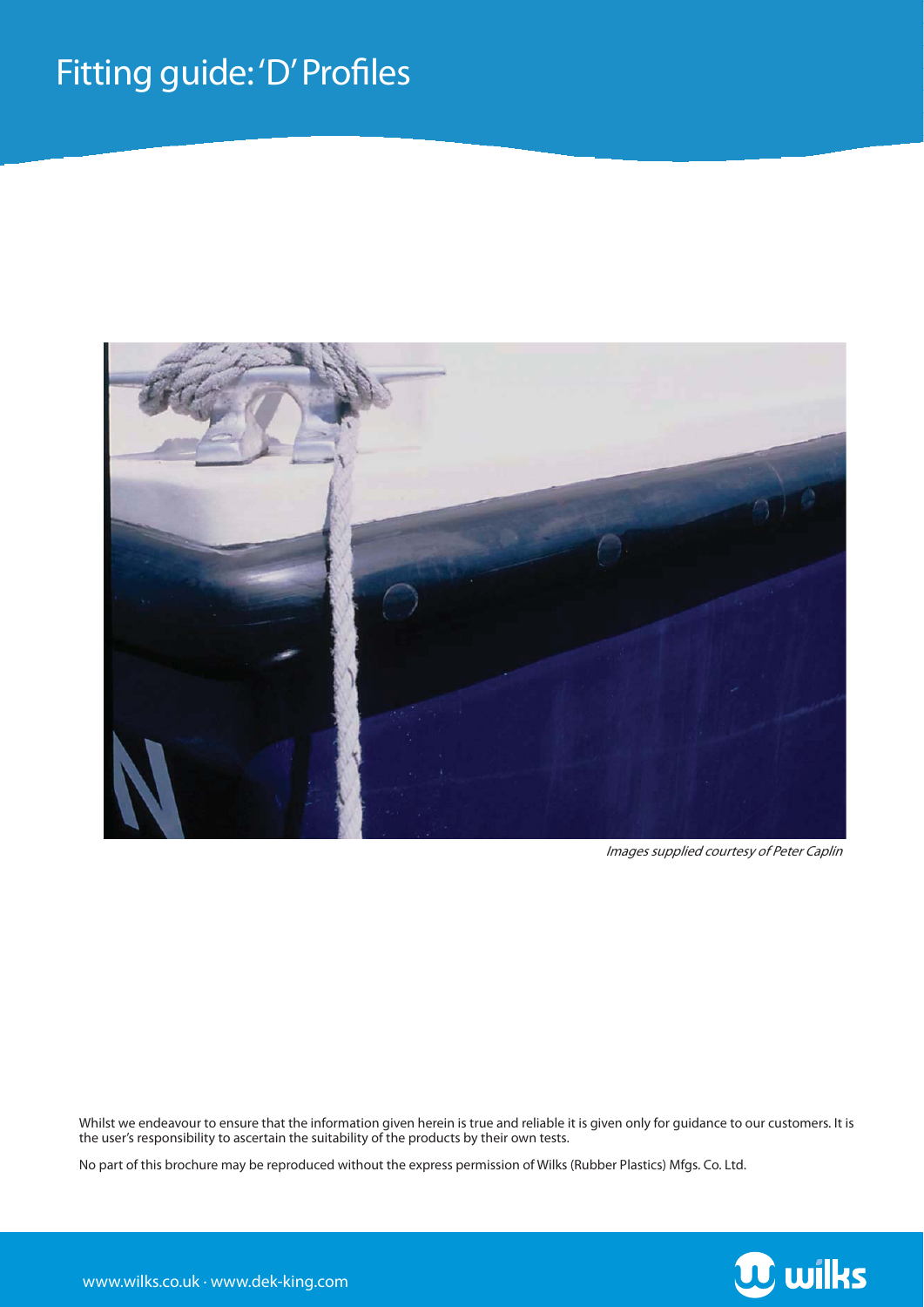# Fitting guide: 'D' Profiles

*Images supplied courtesy of Peter Caplin*

Whilst we endeavour to ensure that the information given herein is true and reliable it is given only for guidance to our customers. It is the user's responsibility to ascertain the suitability of the products by their own tests.

No part of this brochure may be reproduced without the express permission of Wilks (Rubber Plastics) Mfgs. Co. Ltd.

www.wilks.co.uk · www.dek-king.com